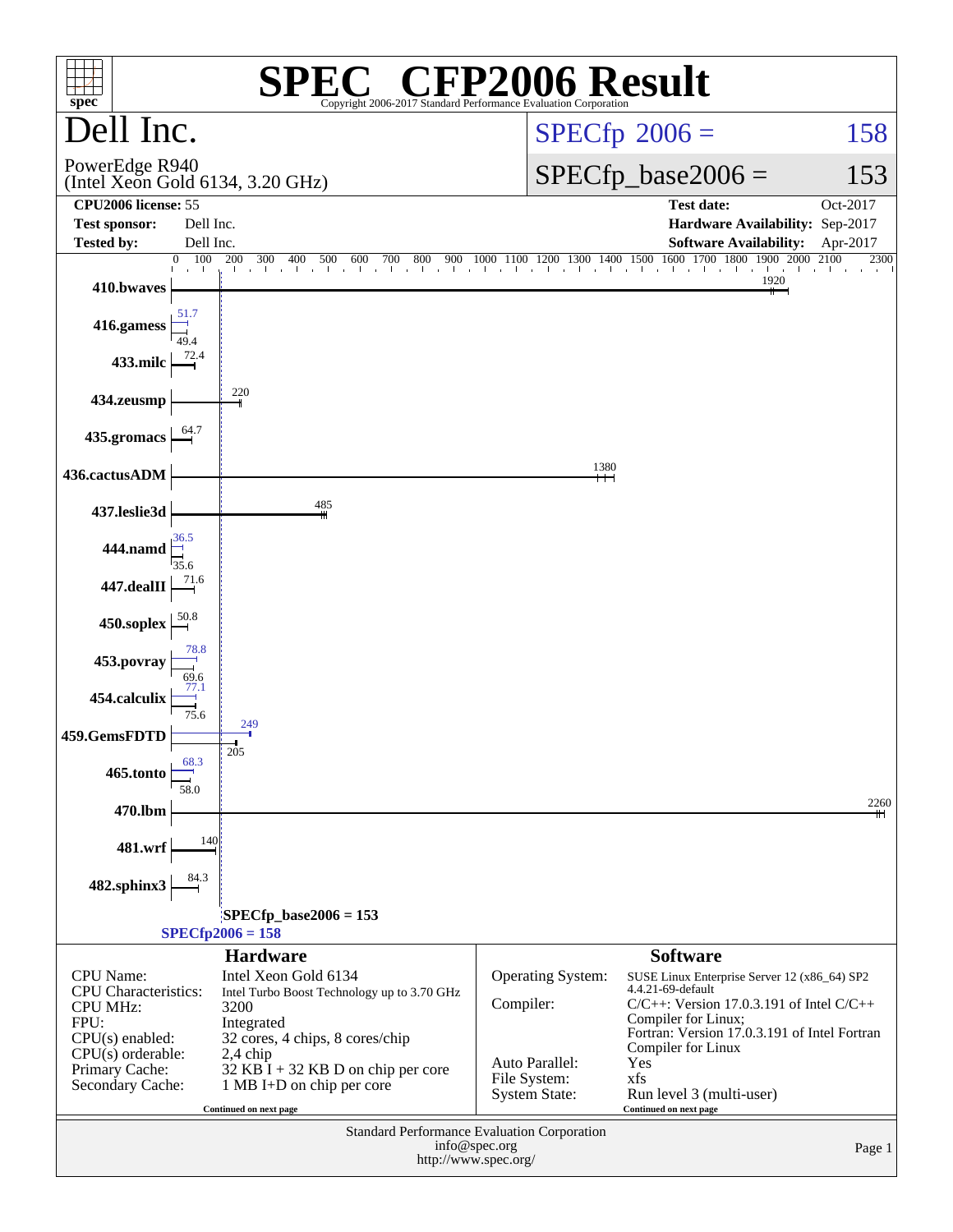# SPEC® CFP2006 Result

Copyright 2006-2017 Standard Performance Evaluation Corporation

## Dell Inc.

PowerEdge R940
(Intel Xeon Gold 6134, 3.20 GHz)

SPECfp 2006 = 158

SPECfp_base2006 = 153

| | | | |
|---|---|---|---|
| **CPU2006 license:** | 55 | **Test date:** | Oct-2017 |
| **Test sponsor:** | Dell Inc. | **Hardware Availability:** | Sep-2017 |
| **Tested by:** | Dell Inc. | **Software Availability:** | Apr-2017 |

| Benchmark | Peak | Base |
|---|---|---|
| 410.bwaves | | 1920 |
| 416.gamess | 51.7 | 49.4 |
| 433.milc | | 72.4 |
| 434.zeusmp | | 220 |
| 435.gromacs | | 64.7 |
| 436.cactusADM | | 1380 |
| 437.leslie3d | | 485 |
| 444.namd | 36.5 | 35.6 |
| 447.dealII | | 71.6 |
| 450.soplex | | 50.8 |
| 453.povray | 78.8 | 69.6 |
| 454.calculix | 77.1 | 75.6 |
| 459.GemsFDTD | 249 | 205 |
| 465.tonto | 68.3 | 58.0 |
| 470.lbm | | 2260 |
| 481.wrf | | 140 |
| 482.sphinx3 | | 84.3 |

SPECfp_base2006 = 153

SPECfp2006 = 158

### Hardware

| | |
|---|---|
| CPU Name: | Intel Xeon Gold 6134 |
| CPU Characteristics: | Intel Turbo Boost Technology up to 3.70 GHz |
| CPU MHz: | 3200 |
| FPU: | Integrated |
| CPU(s) enabled: | 32 cores, 4 chips, 8 cores/chip |
| CPU(s) orderable: | 2,4 chip |
| Primary Cache: | 32 KB I + 32 KB D on chip per core |
| Secondary Cache: | 1 MB I+D on chip per core |

Continued on next page

### Software

| | |
|---|---|
| Operating System: | SUSE Linux Enterprise Server 12 (x86_64) SP2 4.4.21-69-default |
| Compiler: | C/C++: Version 17.0.3.191 of Intel C/C++ Compiler for Linux; Fortran: Version 17.0.3.191 of Intel Fortran Compiler for Linux |
| Auto Parallel: | Yes |
| File System: | xfs |
| System State: | Run level 3 (multi-user) |

Continued on next page

Standard Performance Evaluation Corporation
info@spec.org
http://www.spec.org/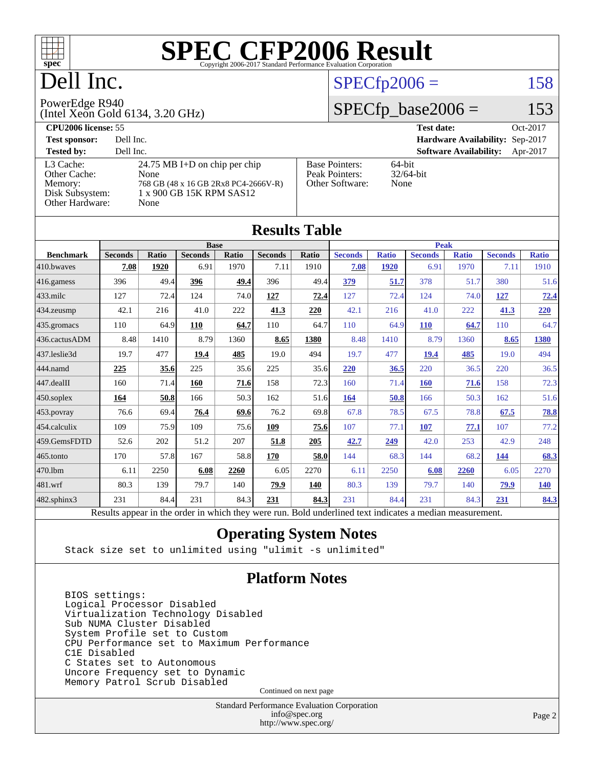# SPEC CFP2006 Result

Copyright 2006-2017 Standard Performance Evaluation Corporation

# Dell Inc.

PowerEdge R940
(Intel Xeon Gold 6134, 3.20 GHz)

SPECfp2006 = 158

SPECfp_base2006 = 153

| | | | |
|---|---|---|---|
| **CPU2006 license:** 55 | | **Test date:** | Oct-2017 |
| **Test sponsor:** | Dell Inc. | **Hardware Availability:** | Sep-2017 |
| **Tested by:** | Dell Inc. | **Software Availability:** | Apr-2017 |

| | |
|---|---|
| L3 Cache: | 24.75 MB I+D on chip per chip |
| Other Cache: | None |
| Memory: | 768 GB (48 x 16 GB 2Rx8 PC4-2666V-R) |
| Disk Subsystem: | 1 x 900 GB 15K RPM SAS12 |
| Other Hardware: | None |

| | |
|---|---|
| Base Pointers: | 64-bit |
| Peak Pointers: | 32/64-bit |
| Other Software: | None |

## Results Table

| | Base | | | | | | Peak | | | | | |
|---|---|---|---|---|---|---|---|---|---|---|---|---|
| **Benchmark** | **Seconds** | **Ratio** | **Seconds** | **Ratio** | **Seconds** | **Ratio** | **Seconds** | **Ratio** | **Seconds** | **Ratio** | **Seconds** | **Ratio** |
| 410.bwaves | **7.08** | **1920** | 6.91 | 1970 | 7.11 | 1910 | **7.08** | **1920** | 6.91 | 1970 | 7.11 | 1910 |
| 416.gamess | 396 | 49.4 | **396** | **49.4** | 396 | 49.4 | **379** | **51.7** | 378 | 51.7 | 380 | 51.6 |
| 433.milc | 127 | 72.4 | 124 | 74.0 | **127** | **72.4** | 127 | 72.4 | 124 | 74.0 | **127** | **72.4** |
| 434.zeusmp | 42.1 | 216 | 41.0 | 222 | **41.3** | **220** | 42.1 | 216 | 41.0 | 222 | **41.3** | **220** |
| 435.gromacs | 110 | 64.9 | **110** | **64.7** | 110 | 64.7 | 110 | 64.9 | **110** | **64.7** | 110 | 64.7 |
| 436.cactusADM | 8.48 | 1410 | 8.79 | 1360 | **8.65** | **1380** | 8.48 | 1410 | 8.79 | 1360 | **8.65** | **1380** |
| 437.leslie3d | 19.7 | 477 | **19.4** | **485** | 19.0 | 494 | 19.7 | 477 | **19.4** | **485** | 19.0 | 494 |
| 444.namd | **225** | **35.6** | 225 | 35.6 | 225 | 35.6 | **220** | **36.5** | 220 | 36.5 | 220 | 36.5 |
| 447.dealII | 160 | 71.4 | **160** | **71.6** | 158 | 72.3 | 160 | 71.4 | **160** | **71.6** | 158 | 72.3 |
| 450.soplex | **164** | **50.8** | 166 | 50.3 | 162 | 51.6 | **164** | **50.8** | 166 | 50.3 | 162 | 51.6 |
| 453.povray | 76.6 | 69.4 | **76.4** | **69.6** | 76.2 | 69.8 | 67.8 | 78.5 | 67.5 | 78.8 | **67.5** | **78.8** |
| 454.calculix | 109 | 75.9 | 109 | 75.6 | **109** | **75.6** | 107 | 77.1 | **107** | **77.1** | 107 | 77.2 |
| 459.GemsFDTD | 52.6 | 202 | 51.2 | 207 | **51.8** | **205** | **42.7** | **249** | 42.0 | 253 | 42.9 | 248 |
| 465.tonto | 170 | 57.8 | 167 | 58.8 | **170** | **58.0** | 144 | 68.3 | 144 | 68.2 | **144** | **68.3** |
| 470.lbm | 6.11 | 2250 | **6.08** | **2260** | 6.05 | 2270 | 6.11 | 2250 | **6.08** | **2260** | 6.05 | 2270 |
| 481.wrf | 80.3 | 139 | 79.7 | 140 | **79.9** | **140** | 80.3 | 139 | 79.7 | 140 | **79.9** | **140** |
| 482.sphinx3 | 231 | 84.4 | 231 | 84.3 | **231** | **84.3** | 231 | 84.4 | 231 | 84.3 | **231** | **84.3** |

Results appear in the order in which they were run. Bold underlined text indicates a median measurement.

## Operating System Notes

```
Stack size set to unlimited using "ulimit -s unlimited"
```

## Platform Notes

```
BIOS settings:
Logical Processor Disabled
Virtualization Technology Disabled
Sub NUMA Cluster Disabled
System Profile set to Custom
CPU Performance set to Maximum Performance
C1E Disabled
C States set to Autonomous
Uncore Frequency set to Dynamic
Memory Patrol Scrub Disabled
```

Continued on next page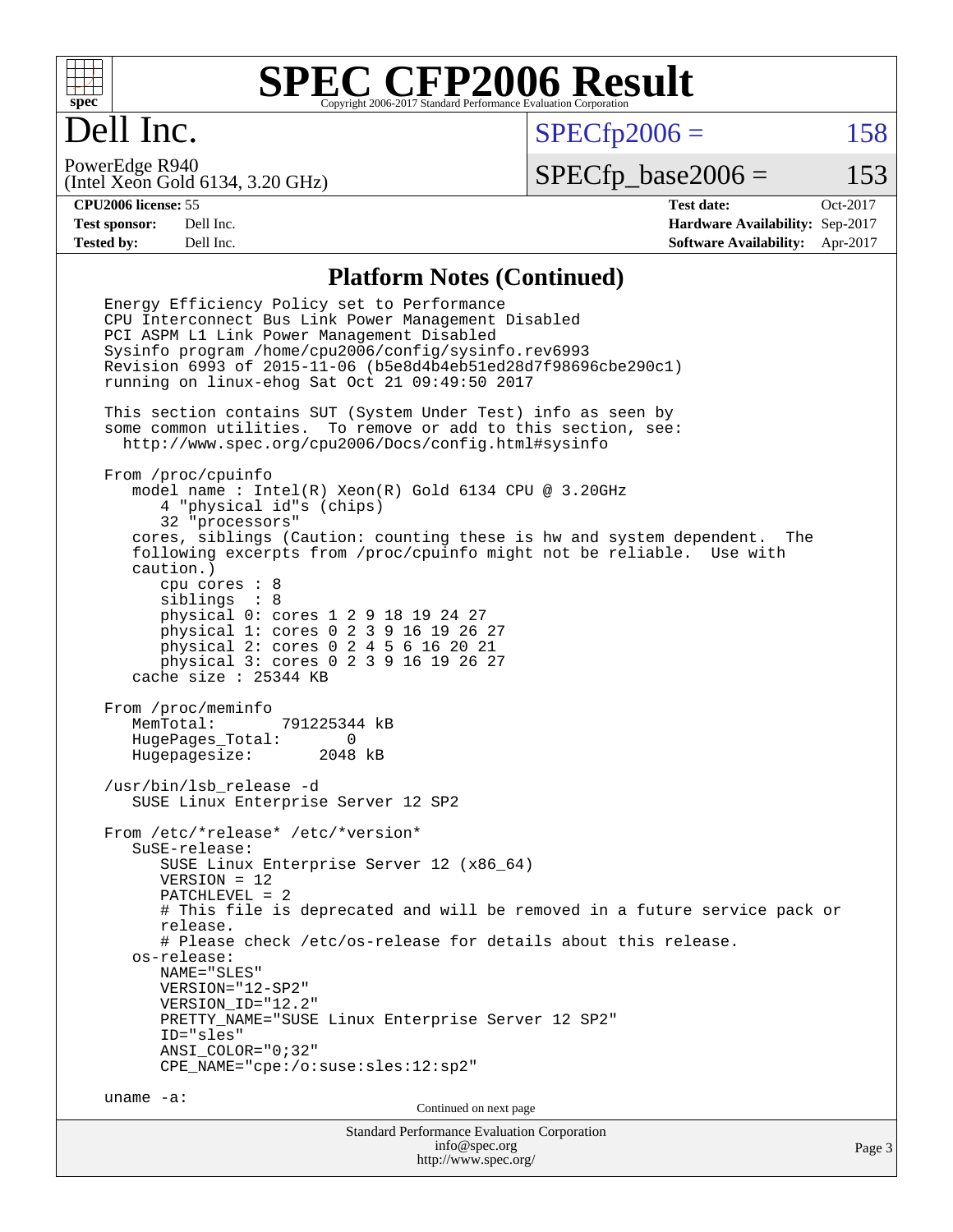# Dell Inc.

PowerEdge R940
(Intel Xeon Gold 6134, 3.20 GHz)

SPECfp2006 = 158

SPECfp_base2006 = 153

| | | | |
|---|---|---|---|
| **CPU2006 license:** 55 | | **Test date:** | Oct-2017 |
| **Test sponsor:** | Dell Inc. | **Hardware Availability:** | Sep-2017 |
| **Tested by:** | Dell Inc. | **Software Availability:** | Apr-2017 |

## Platform Notes (Continued)

```
Energy Efficiency Policy set to Performance
CPU Interconnect Bus Link Power Management Disabled
PCI ASPM L1 Link Power Management Disabled
Sysinfo program /home/cpu2006/config/sysinfo.rev6993
Revision 6993 of 2015-11-06 (b5e8d4b4eb51ed28d7f98696cbe290c1)
running on linux-ehog Sat Oct 21 09:49:50 2017

This section contains SUT (System Under Test) info as seen by
some common utilities.  To remove or add to this section, see:
  http://www.spec.org/cpu2006/Docs/config.html#sysinfo

From /proc/cpuinfo
   model name : Intel(R) Xeon(R) Gold 6134 CPU @ 3.20GHz
      4 "physical id"s (chips)
      32 "processors"
   cores, siblings (Caution: counting these is hw and system dependent.  The
   following excerpts from /proc/cpuinfo might not be reliable.  Use with
   caution.)
      cpu cores : 8
      siblings  : 8
      physical 0: cores 1 2 9 18 19 24 27
      physical 1: cores 0 2 3 9 16 19 26 27
      physical 2: cores 0 2 4 5 6 16 20 21
      physical 3: cores 0 2 3 9 16 19 26 27
   cache size : 25344 KB

From /proc/meminfo
   MemTotal:       791225344 kB
   HugePages_Total:       0
   Hugepagesize:       2048 kB

/usr/bin/lsb_release -d
   SUSE Linux Enterprise Server 12 SP2

From /etc/*release* /etc/*version*
   SuSE-release:
      SUSE Linux Enterprise Server 12 (x86_64)
      VERSION = 12
      PATCHLEVEL = 2
      # This file is deprecated and will be removed in a future service pack or
      release.
      # Please check /etc/os-release for details about this release.
   os-release:
      NAME="SLES"
      VERSION="12-SP2"
      VERSION_ID="12.2"
      PRETTY_NAME="SUSE Linux Enterprise Server 12 SP2"
      ID="sles"
      ANSI_COLOR="0;32"
      CPE_NAME="cpe:/o:suse:sles:12:sp2"

uname -a:
```

Continued on next page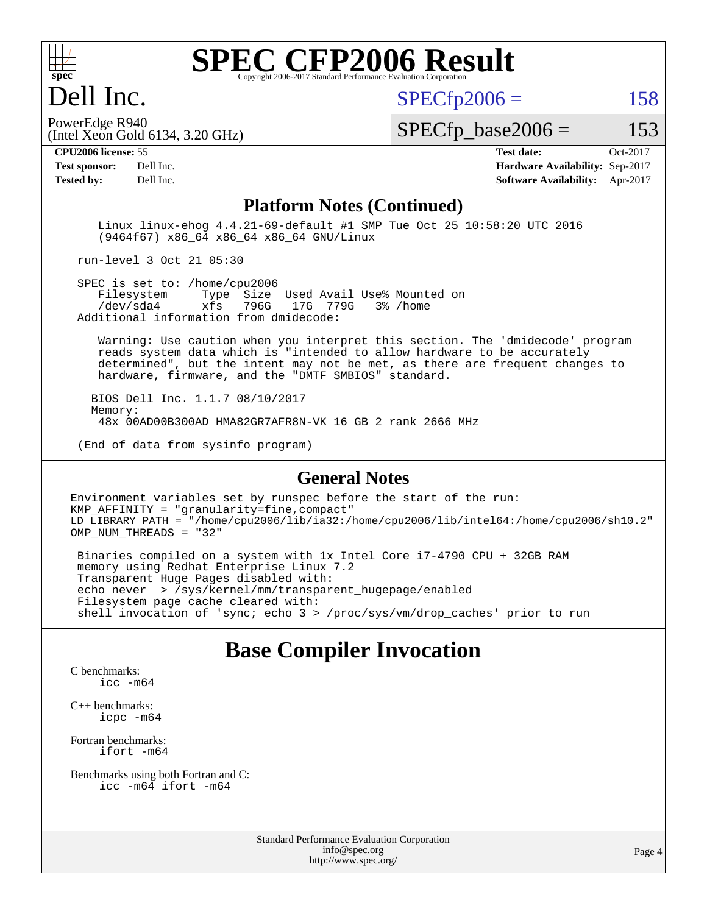# Dell Inc.

PowerEdge R940
(Intel Xeon Gold 6134, 3.20 GHz)

SPECfp2006 = 158

SPECfp_base2006 = 153

**CPU2006 license:** 55
**Test sponsor:** Dell Inc.
**Tested by:** Dell Inc.

**Test date:** Oct-2017
**Hardware Availability:** Sep-2017
**Software Availability:** Apr-2017

## Platform Notes (Continued)

```
    Linux linux-ehog 4.4.21-69-default #1 SMP Tue Oct 25 10:58:20 UTC 2016
    (9464f67) x86_64 x86_64 x86_64 GNU/Linux

 run-level 3 Oct 21 05:30

 SPEC is set to: /home/cpu2006
    Filesystem     Type  Size  Used Avail Use% Mounted on
    /dev/sda4      xfs   796G   17G  779G   3% /home
 Additional information from dmidecode:

    Warning: Use caution when you interpret this section. The 'dmidecode' program
    reads system data which is "intended to allow hardware to be accurately
    determined", but the intent may not be met, as there are frequent changes to
    hardware, firmware, and the "DMTF SMBIOS" standard.

   BIOS Dell Inc. 1.1.7 08/10/2017
   Memory:
    48x 00AD00B300AD HMA82GR7AFR8N-VK 16 GB 2 rank 2666 MHz

 (End of data from sysinfo program)
```

## General Notes

```
Environment variables set by runspec before the start of the run:
KMP_AFFINITY = "granularity=fine,compact"
LD_LIBRARY_PATH = "/home/cpu2006/lib/ia32:/home/cpu2006/lib/intel64:/home/cpu2006/sh10.2"
OMP_NUM_THREADS = "32"

 Binaries compiled on a system with 1x Intel Core i7-4790 CPU + 32GB RAM
 memory using Redhat Enterprise Linux 7.2
 Transparent Huge Pages disabled with:
 echo never  > /sys/kernel/mm/transparent_hugepage/enabled
 Filesystem page cache cleared with:
 shell invocation of 'sync; echo 3 > /proc/sys/vm/drop_caches' prior to run
```

# Base Compiler Invocation

C benchmarks:
    icc -m64

C++ benchmarks:
    icpc -m64

Fortran benchmarks:
    ifort -m64

Benchmarks using both Fortran and C:
    icc -m64 ifort -m64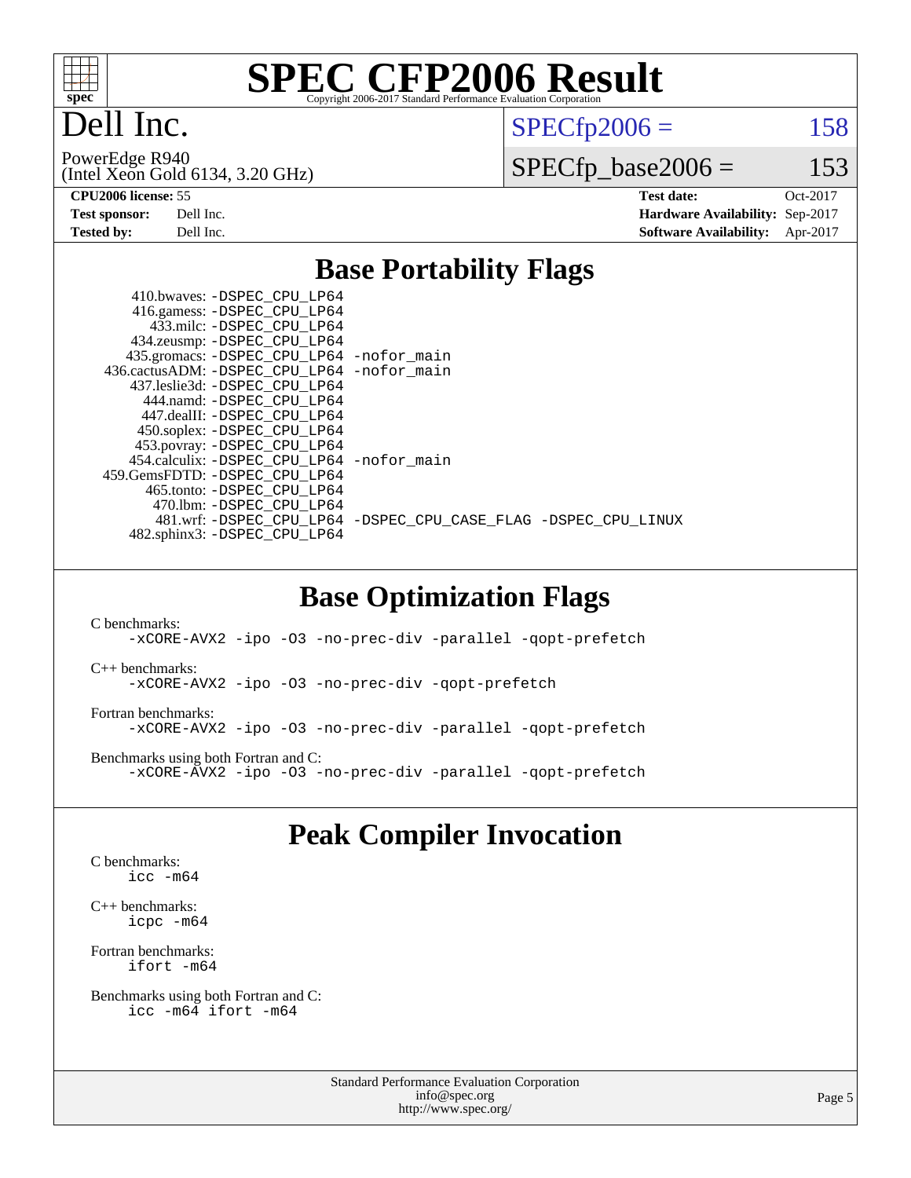# SPEC CFP2006 Result

Copyright 2006-2017 Standard Performance Evaluation Corporation

## Dell Inc.

PowerEdge R940
(Intel Xeon Gold 6134, 3.20 GHz)

SPECfp2006 = 158

SPECfp_base2006 = 153

| | | | |
|---|---|---|---|
| **CPU2006 license:** | 55 | **Test date:** | Oct-2017 |
| **Test sponsor:** | Dell Inc. | **Hardware Availability:** | Sep-2017 |
| **Tested by:** | Dell Inc. | **Software Availability:** | Apr-2017 |

## Base Portability Flags

410.bwaves: -DSPEC_CPU_LP64
416.gamess: -DSPEC_CPU_LP64
433.milc: -DSPEC_CPU_LP64
434.zeusmp: -DSPEC_CPU_LP64
435.gromacs: -DSPEC_CPU_LP64 -nofor_main
436.cactusADM: -DSPEC_CPU_LP64 -nofor_main
437.leslie3d: -DSPEC_CPU_LP64
444.namd: -DSPEC_CPU_LP64
447.dealII: -DSPEC_CPU_LP64
450.soplex: -DSPEC_CPU_LP64
453.povray: -DSPEC_CPU_LP64
454.calculix: -DSPEC_CPU_LP64 -nofor_main
459.GemsFDTD: -DSPEC_CPU_LP64
465.tonto: -DSPEC_CPU_LP64
470.lbm: -DSPEC_CPU_LP64
481.wrf: -DSPEC_CPU_LP64 -DSPEC_CPU_CASE_FLAG -DSPEC_CPU_LINUX
482.sphinx3: -DSPEC_CPU_LP64

## Base Optimization Flags

C benchmarks:
-xCORE-AVX2 -ipo -O3 -no-prec-div -parallel -qopt-prefetch

C++ benchmarks:
-xCORE-AVX2 -ipo -O3 -no-prec-div -qopt-prefetch

Fortran benchmarks:
-xCORE-AVX2 -ipo -O3 -no-prec-div -parallel -qopt-prefetch

Benchmarks using both Fortran and C:
-xCORE-AVX2 -ipo -O3 -no-prec-div -parallel -qopt-prefetch

## Peak Compiler Invocation

C benchmarks:
icc -m64

C++ benchmarks:
icpc -m64

Fortran benchmarks:
ifort -m64

Benchmarks using both Fortran and C:
icc -m64 ifort -m64

Standard Performance Evaluation Corporation
info@spec.org
http://www.spec.org/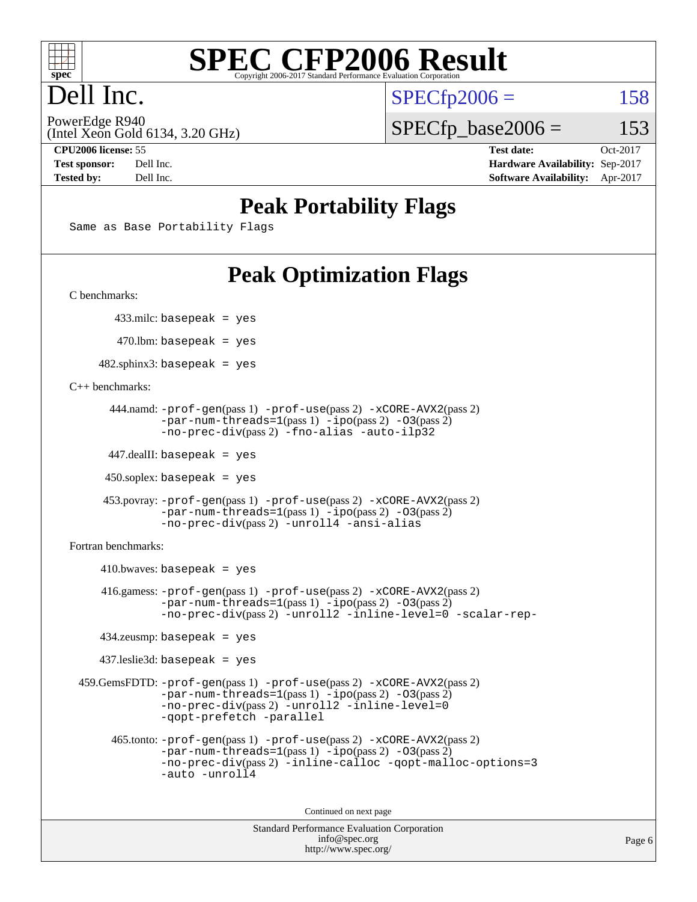# SPEC CFP2006 Result

Copyright 2006-2017 Standard Performance Evaluation Corporation

## Dell Inc.

PowerEdge R940
(Intel Xeon Gold 6134, 3.20 GHz)

SPECfp2006 = 158

SPECfp_base2006 = 153

| | | | |
|---|---|---|---|
| **CPU2006 license:** | 55 | **Test date:** | Oct-2017 |
| **Test sponsor:** | Dell Inc. | **Hardware Availability:** | Sep-2017 |
| **Tested by:** | Dell Inc. | **Software Availability:** | Apr-2017 |

## Peak Portability Flags

```
Same as Base Portability Flags
```

## Peak Optimization Flags

C benchmarks:

433.milc: `basepeak = yes`

470.lbm: `basepeak = yes`

482.sphinx3: `basepeak = yes`

C++ benchmarks:

444.namd: `-prof-gen`(pass 1) `-prof-use`(pass 2) `-xCORE-AVX2`(pass 2) `-par-num-threads=1`(pass 1) `-ipo`(pass 2) `-O3`(pass 2) `-no-prec-div`(pass 2) `-fno-alias -auto-ilp32`

447.dealII: `basepeak = yes`

450.soplex: `basepeak = yes`

453.povray: `-prof-gen`(pass 1) `-prof-use`(pass 2) `-xCORE-AVX2`(pass 2) `-par-num-threads=1`(pass 1) `-ipo`(pass 2) `-O3`(pass 2) `-no-prec-div`(pass 2) `-unroll4 -ansi-alias`

Fortran benchmarks:

410.bwaves: `basepeak = yes`

416.gamess: `-prof-gen`(pass 1) `-prof-use`(pass 2) `-xCORE-AVX2`(pass 2) `-par-num-threads=1`(pass 1) `-ipo`(pass 2) `-O3`(pass 2) `-no-prec-div`(pass 2) `-unroll2 -inline-level=0 -scalar-rep-`

434.zeusmp: `basepeak = yes`

437.leslie3d: `basepeak = yes`

459.GemsFDTD: `-prof-gen`(pass 1) `-prof-use`(pass 2) `-xCORE-AVX2`(pass 2) `-par-num-threads=1`(pass 1) `-ipo`(pass 2) `-O3`(pass 2) `-no-prec-div`(pass 2) `-unroll2 -inline-level=0 -qopt-prefetch -parallel`

465.tonto: `-prof-gen`(pass 1) `-prof-use`(pass 2) `-xCORE-AVX2`(pass 2) `-par-num-threads=1`(pass 1) `-ipo`(pass 2) `-O3`(pass 2) `-no-prec-div`(pass 2) `-inline-calloc -qopt-malloc-options=3 -auto -unroll4`

Continued on next page

Standard Performance Evaluation Corporation
info@spec.org
http://www.spec.org/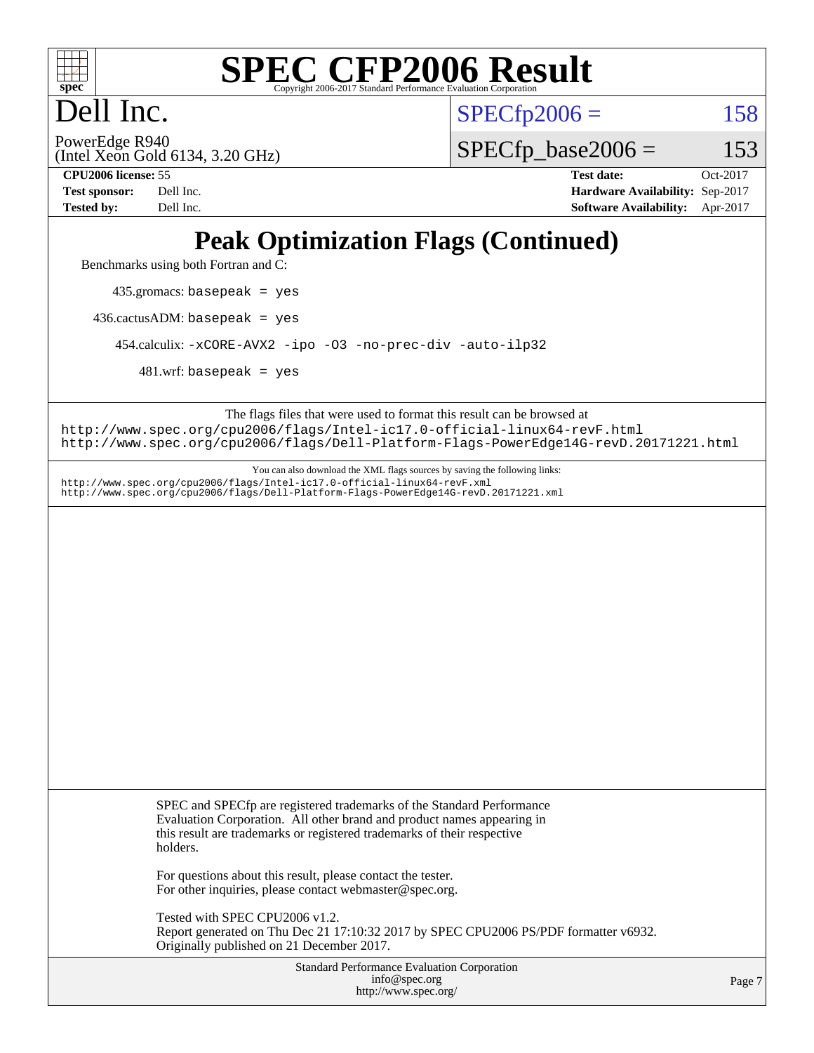# Dell Inc.

PowerEdge R940
(Intel Xeon Gold 6134, 3.20 GHz)

SPECfp2006 = 158

SPECfp_base2006 = 153

**CPU2006 license:** 55
**Test sponsor:** Dell Inc.
**Tested by:** Dell Inc.

**Test date:** Oct-2017
**Hardware Availability:** Sep-2017
**Software Availability:** Apr-2017

## Peak Optimization Flags (Continued)

Benchmarks using both Fortran and C:

435.gromacs: `basepeak = yes`

436.cactusADM: `basepeak = yes`

454.calculix: `-xCORE-AVX2 -ipo -O3 -no-prec-div -auto-ilp32`

481.wrf: `basepeak = yes`

The flags files that were used to format this result can be browsed at
http://www.spec.org/cpu2006/flags/Intel-ic17.0-official-linux64-revF.html
http://www.spec.org/cpu2006/flags/Dell-Platform-Flags-PowerEdge14G-revD.20171221.html

You can also download the XML flags sources by saving the following links:
http://www.spec.org/cpu2006/flags/Intel-ic17.0-official-linux64-revF.xml
http://www.spec.org/cpu2006/flags/Dell-Platform-Flags-PowerEdge14G-revD.20171221.xml

SPEC and SPECfp are registered trademarks of the Standard Performance Evaluation Corporation. All other brand and product names appearing in this result are trademarks or registered trademarks of their respective holders.

For questions about this result, please contact the tester.
For other inquiries, please contact webmaster@spec.org.

Tested with SPEC CPU2006 v1.2.
Report generated on Thu Dec 21 17:10:32 2017 by SPEC CPU2006 PS/PDF formatter v6932.
Originally published on 21 December 2017.